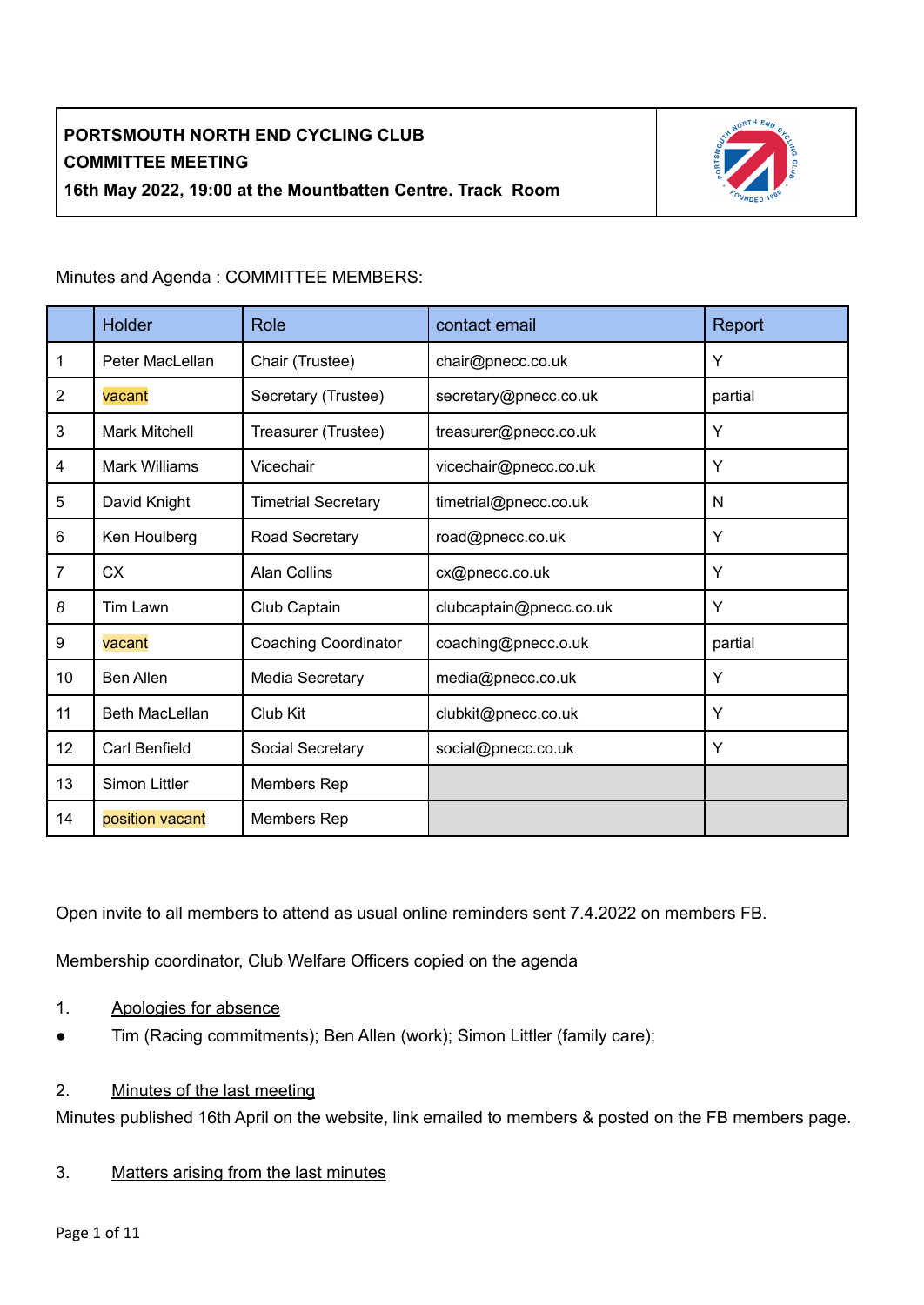**PORTSMOUTH NORTH END CYCLING CLUB**
**COMMITTEE MEETING**
**16th May 2022, 19:00 at the Mountbatten Centre. Track Room**

Minutes and Agenda : COMMITTEE MEMBERS:

| | Holder | Role | contact email | Report |
|---|---|---|---|---|
| 1 | Peter MacLellan | Chair (Trustee) | chair@pnecc.co.uk | Y |
| 2 | vacant | Secretary (Trustee) | secretary@pnecc.co.uk | partial |
| 3 | Mark Mitchell | Treasurer (Trustee) | treasurer@pnecc.co.uk | Y |
| 4 | Mark Williams | Vicechair | vicechair@pnecc.co.uk | Y |
| 5 | David Knight | Timetrial Secretary | timetrial@pnecc.co.uk | N |
| 6 | Ken Houlberg | Road Secretary | road@pnecc.co.uk | Y |
| 7 | CX | Alan Collins | cx@pnecc.co.uk | Y |
| 8 | Tim Lawn | Club Captain | clubcaptain@pnecc.co.uk | Y |
| 9 | vacant | Coaching Coordinator | coaching@pnecc.o.uk | partial |
| 10 | Ben Allen | Media Secretary | media@pnecc.co.uk | Y |
| 11 | Beth MacLellan | Club Kit | clubkit@pnecc.co.uk | Y |
| 12 | Carl Benfield | Social Secretary | social@pnecc.co.uk | Y |
| 13 | Simon Littler | Members Rep | | |
| 14 | position vacant | Members Rep | | |

Open invite to all members to attend as usual online reminders sent 7.4.2022 on members FB.

Membership coordinator, Club Welfare Officers copied on the agenda

1. Apologies for absence

- Tim (Racing commitments); Ben Allen (work); Simon Littler (family care);

2. Minutes of the last meeting

Minutes published 16th April on the website, link emailed to members & posted on the FB members page.

3. Matters arising from the last minutes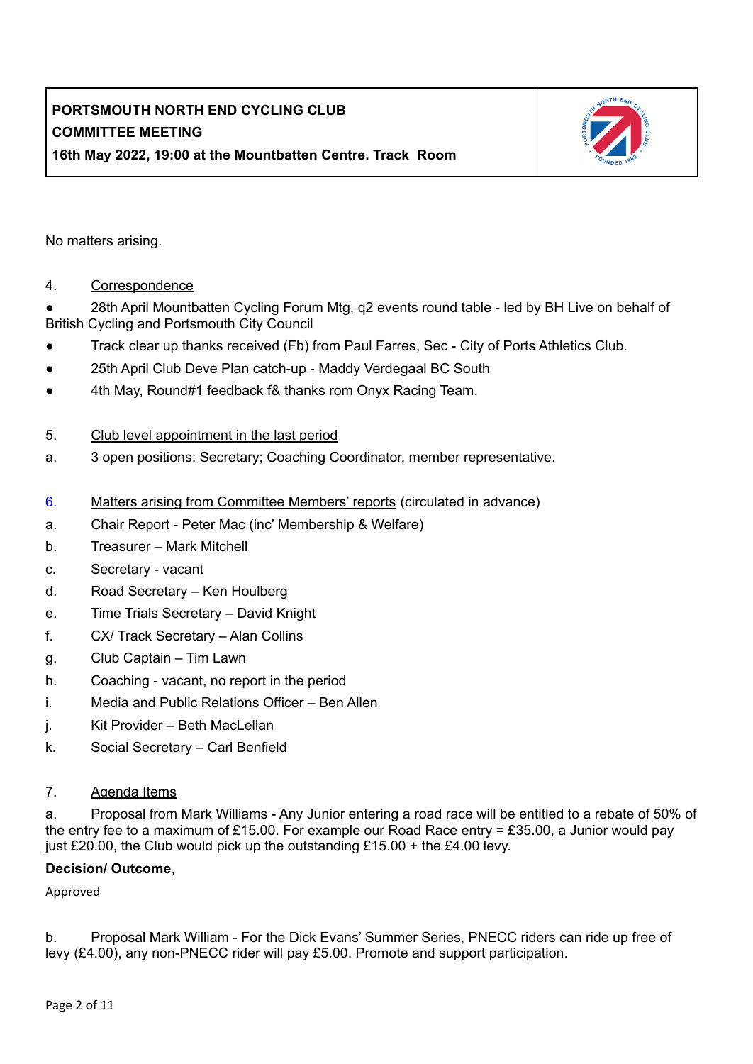| PORTSMOUTH NORTH END CYCLING CLUB<br>COMMITTEE MEETING<br>16th May 2022, 19:00 at the Mountbatten Centre. Track Room | |
|---|---|

No matters arising.

4. Correspondence

- 28th April Mountbatten Cycling Forum Mtg, q2 events round table - led by BH Live on behalf of British Cycling and Portsmouth City Council
- Track clear up thanks received (Fb) from Paul Farres, Sec - City of Ports Athletics Club.
- 25th April Club Deve Plan catch-up - Maddy Verdegaal BC South
- 4th May, Round#1 feedback f& thanks rom Onyx Racing Team.

5. Club level appointment in the last period

a. 3 open positions: Secretary; Coaching Coordinator, member representative.

6. Matters arising from Committee Members' reports (circulated in advance)

a. Chair Report - Peter Mac (inc' Membership & Welfare)
b. Treasurer – Mark Mitchell
c. Secretary - vacant
d. Road Secretary – Ken Houlberg
e. Time Trials Secretary – David Knight
f. CX/ Track Secretary – Alan Collins
g. Club Captain – Tim Lawn
h. Coaching - vacant, no report in the period
i. Media and Public Relations Officer – Ben Allen
j. Kit Provider – Beth MacLellan
k. Social Secretary – Carl Benfield

7. Agenda Items

a. Proposal from Mark Williams - Any Junior entering a road race will be entitled to a rebate of 50% of the entry fee to a maximum of £15.00. For example our Road Race entry = £35.00, a Junior would pay just £20.00, the Club would pick up the outstanding £15.00 + the £4.00 levy.

**Decision/ Outcome**,

Approved

b. Proposal Mark William - For the Dick Evans' Summer Series, PNECC riders can ride up free of levy (£4.00), any non-PNECC rider will pay £5.00. Promote and support participation.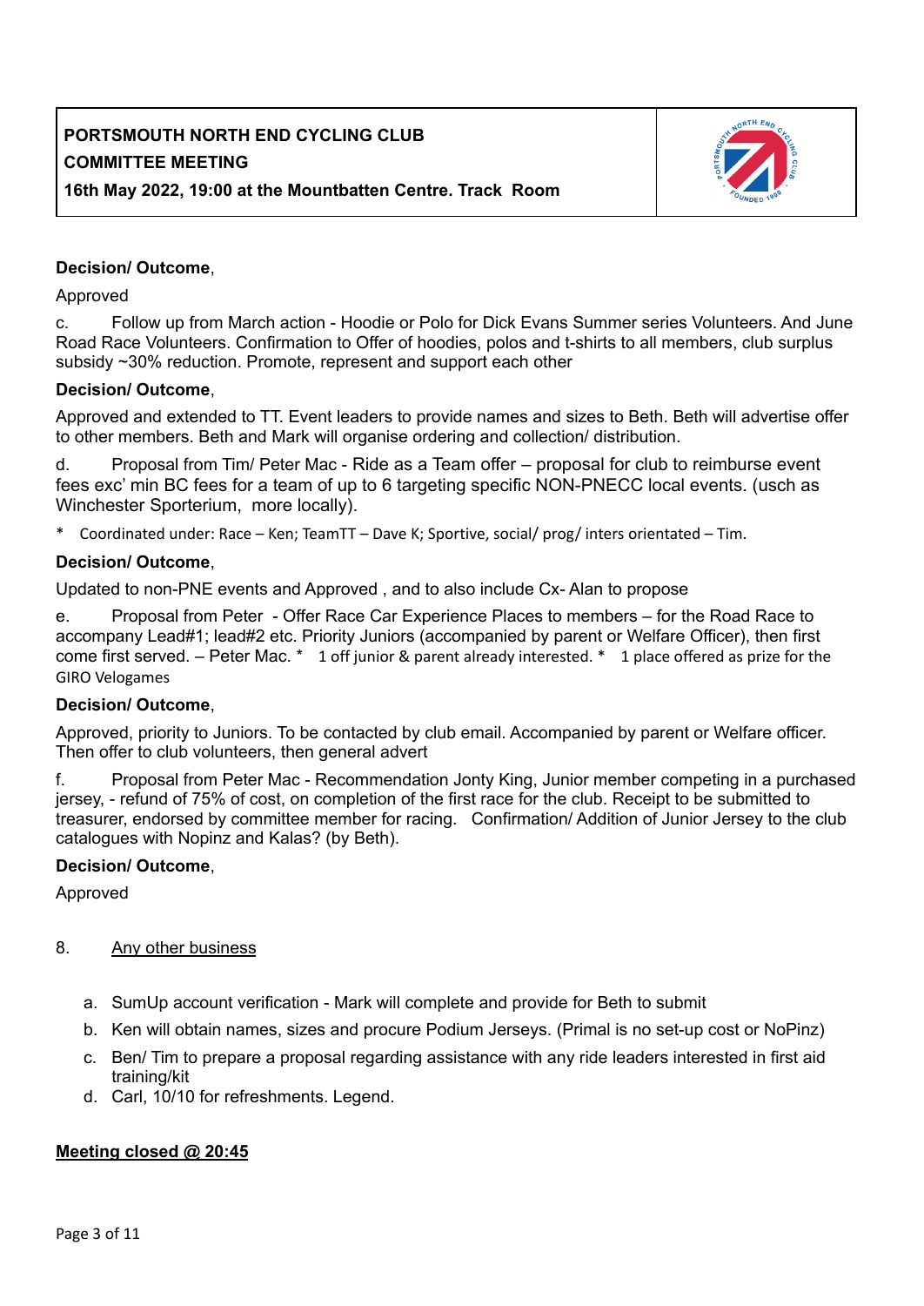**PORTSMOUTH NORTH END CYCLING CLUB**
**COMMITTEE MEETING**
**16th May 2022, 19:00 at the Mountbatten Centre. Track Room**

**Decision/ Outcome**,

Approved

c. Follow up from March action - Hoodie or Polo for Dick Evans Summer series Volunteers. And June Road Race Volunteers. Confirmation to Offer of hoodies, polos and t-shirts to all members, club surplus subsidy ~30% reduction. Promote, represent and support each other

**Decision/ Outcome**,

Approved and extended to TT. Event leaders to provide names and sizes to Beth. Beth will advertise offer to other members. Beth and Mark will organise ordering and collection/ distribution.

d. Proposal from Tim/ Peter Mac - Ride as a Team offer – proposal for club to reimburse event fees exc' min BC fees for a team of up to 6 targeting specific NON-PNECC local events. (usch as Winchester Sporterium, more locally).

* Coordinated under: Race – Ken; TeamTT – Dave K; Sportive, social/ prog/ inters orientated – Tim.

**Decision/ Outcome**,

Updated to non-PNE events and Approved , and to also include Cx- Alan to propose

e. Proposal from Peter - Offer Race Car Experience Places to members – for the Road Race to accompany Lead#1; lead#2 etc. Priority Juniors (accompanied by parent or Welfare Officer), then first come first served. – Peter Mac. * 1 off junior & parent already interested. * 1 place offered as prize for the GIRO Velogames

**Decision/ Outcome**,

Approved, priority to Juniors. To be contacted by club email. Accompanied by parent or Welfare officer. Then offer to club volunteers, then general advert

f. Proposal from Peter Mac - Recommendation Jonty King, Junior member competing in a purchased jersey, - refund of 75% of cost, on completion of the first race for the club. Receipt to be submitted to treasurer, endorsed by committee member for racing. Confirmation/ Addition of Junior Jersey to the club catalogues with Nopinz and Kalas? (by Beth).

**Decision/ Outcome**,

Approved

8. <u>Any other business</u>

   a. SumUp account verification - Mark will complete and provide for Beth to submit
   b. Ken will obtain names, sizes and procure Podium Jerseys. (Primal is no set-up cost or NoPinz)
   c. Ben/ Tim to prepare a proposal regarding assistance with any ride leaders interested in first aid training/kit
   d. Carl, 10/10 for refreshments. Legend.

**<u>Meeting closed @ 20:45</u>**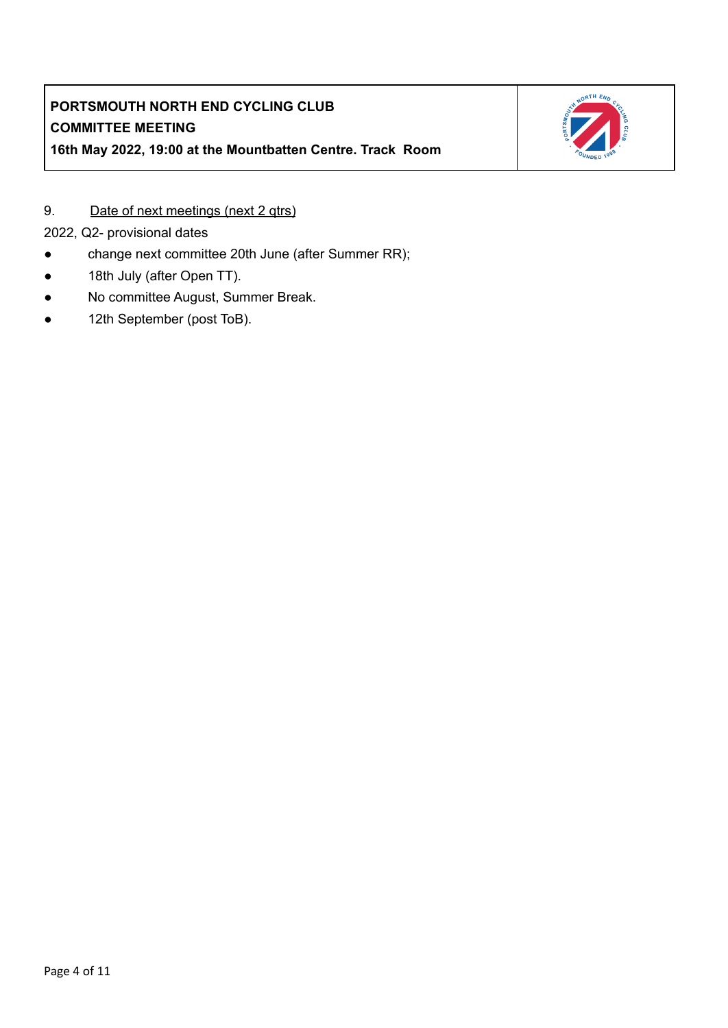9. Date of next meetings (next 2 qtrs)

2022, Q2- provisional dates

- change next committee 20th June (after Summer RR);
- 18th July (after Open TT).
- No committee August, Summer Break.
- 12th September (post ToB).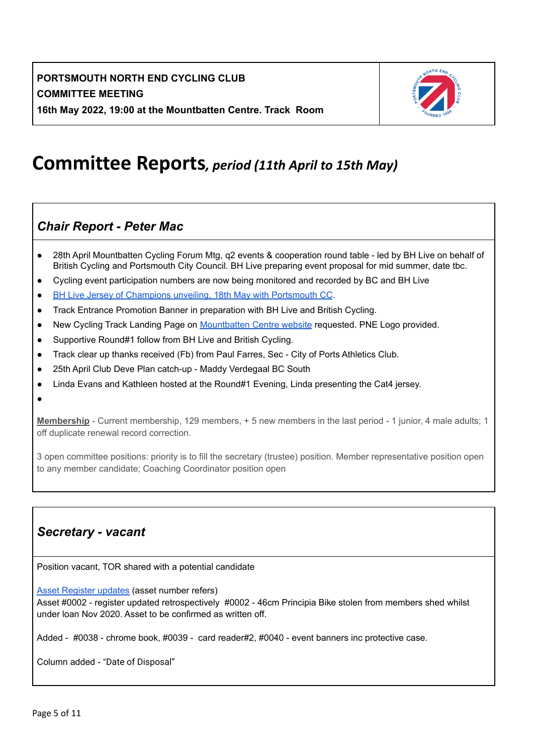**PORTSMOUTH NORTH END CYCLING CLUB**
**COMMITTEE MEETING**
**16th May 2022, 19:00 at the Mountbatten Centre. Track Room**

# Committee Reports, *period (11th April to 15th May)*

## *Chair Report - Peter Mac*

- 28th April Mountbatten Cycling Forum Mtg, q2 events & cooperation round table - led by BH Live on behalf of British Cycling and Portsmouth City Council. BH Live preparing event proposal for mid summer, date tbc.
- Cycling event participation numbers are now being monitored and recorded by BC and BH Live
- BH Live Jersey of Champions unveiling, 18th May with Portsmouth CC.
- Track Entrance Promotion Banner in preparation with BH Live and British Cycling.
- New Cycling Track Landing Page on Mountbatten Centre website requested. PNE Logo provided.
- Supportive Round#1 follow from BH Live and British Cycling.
- Track clear up thanks received (Fb) from Paul Farres, Sec - City of Ports Athletics Club.
- 25th April Club Deve Plan catch-up - Maddy Verdegaal BC South
- Linda Evans and Kathleen hosted at the Round#1 Evening, Linda presenting the Cat4 jersey.

**Membership** - Current membership, 129 members, + 5 new members in the last period - 1 junior, 4 male adults; 1 off duplicate renewal record correction.

3 open committee positions: priority is to fill the secretary (trustee) position. Member representative position open to any member candidate; Coaching Coordinator position open

## *Secretary - vacant*

Position vacant, TOR shared with a potential candidate

Asset Register updates (asset number refers)
Asset #0002 - register updated retrospectively #0002 - 46cm Principia Bike stolen from members shed whilst under loan Nov 2020. Asset to be confirmed as written off.

Added - #0038 - chrome book, #0039 - card reader#2, #0040 - event banners inc protective case.

Column added - "Date of Disposal"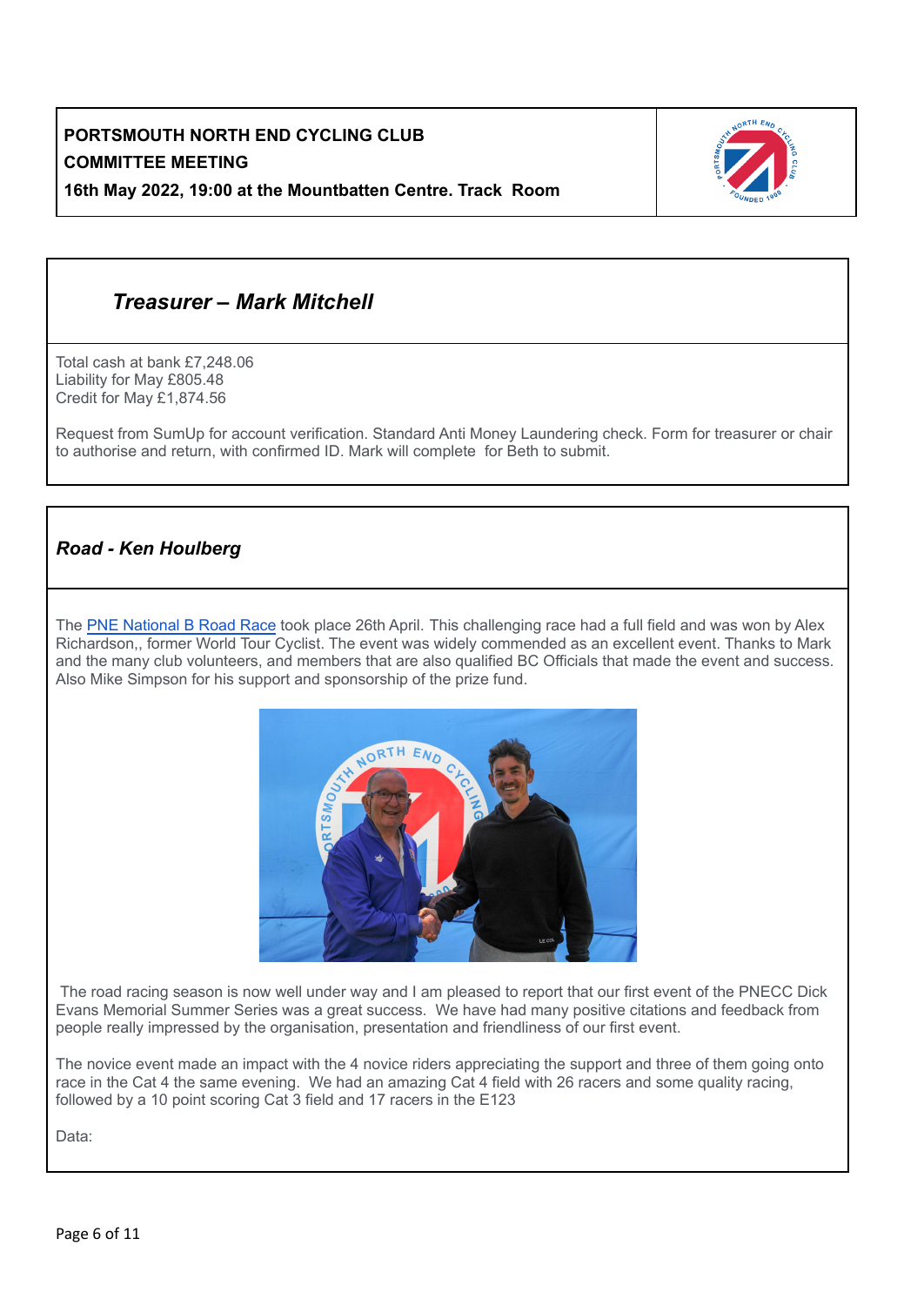**PORTSMOUTH NORTH END CYCLING CLUB**
**COMMITTEE MEETING**
**16th May 2022, 19:00 at the Mountbatten Centre. Track Room**

## *Treasurer – Mark Mitchell*

Total cash at bank £7,248.06
Liability for May £805.48
Credit for May £1,874.56

Request from SumUp for account verification. Standard Anti Money Laundering check. Form for treasurer or chair to authorise and return, with confirmed ID. Mark will complete for Beth to submit.

## *Road - Ken Houlberg*

The PNE National B Road Race took place 26th April. This challenging race had a full field and was won by Alex Richardson,, former World Tour Cyclist. The event was widely commended as an excellent event. Thanks to Mark and the many club volunteers, and members that are also qualified BC Officials that made the event and success. Also Mike Simpson for his support and sponsorship of the prize fund.

The road racing season is now well under way and I am pleased to report that our first event of the PNECC Dick Evans Memorial Summer Series was a great success. We have had many positive citations and feedback from people really impressed by the organisation, presentation and friendliness of our first event.

The novice event made an impact with the 4 novice riders appreciating the support and three of them going onto race in the Cat 4 the same evening. We had an amazing Cat 4 field with 26 racers and some quality racing, followed by a 10 point scoring Cat 3 field and 17 racers in the E123

Data: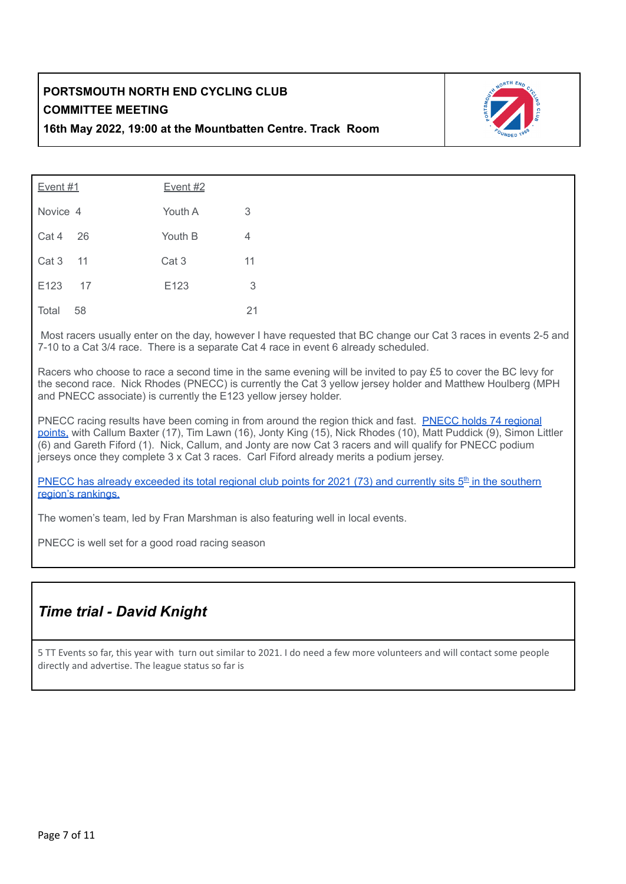**PORTSMOUTH NORTH END CYCLING CLUB**
**COMMITTEE MEETING**
**16th May 2022, 19:00 at the Mountbatten Centre. Track Room**

| Event #1 | | Event #2 | |
|---|---|---|---|
| Novice | 4 | Youth A | 3 |
| Cat 4 | 26 | Youth B | 4 |
| Cat 3 | 11 | Cat 3 | 11 |
| E123 | 17 | E123 | 3 |
| Total | 58 | | 21 |

Most racers usually enter on the day, however I have requested that BC change our Cat 3 races in events 2-5 and 7-10 to a Cat 3/4 race. There is a separate Cat 4 race in event 6 already scheduled.

Racers who choose to race a second time in the same evening will be invited to pay £5 to cover the BC levy for the second race. Nick Rhodes (PNECC) is currently the Cat 3 yellow jersey holder and Matthew Houlberg (MPH and PNECC associate) is currently the E123 yellow jersey holder.

PNECC racing results have been coming in from around the region thick and fast. PNECC holds 74 regional points, with Callum Baxter (17), Tim Lawn (16), Jonty King (15), Nick Rhodes (10), Matt Puddick (9), Simon Littler (6) and Gareth Fiford (1). Nick, Callum, and Jonty are now Cat 3 racers and will qualify for PNECC podium jerseys once they complete 3 x Cat 3 races. Carl Fiford already merits a podium jersey.

PNECC has already exceeded its total regional club points for 2021 (73) and currently sits 5th in the southern region's rankings.

The women's team, led by Fran Marshman is also featuring well in local events.

PNECC is well set for a good road racing season

## ***Time trial - David Knight***

5 TT Events so far, this year with turn out similar to 2021. I do need a few more volunteers and will contact some people directly and advertise. The league status so far is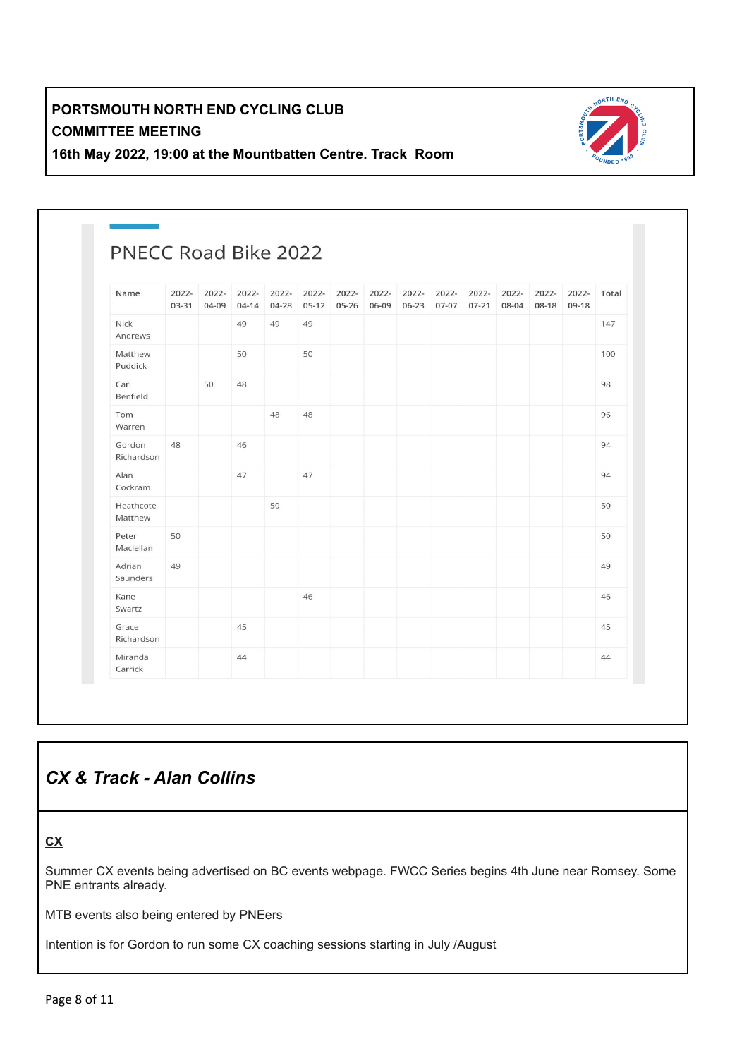## PNECC Road Bike 2022

| Name | 2022-03-31 | 2022-04-09 | 2022-04-14 | 2022-04-28 | 2022-05-12 | 2022-05-26 | 2022-06-09 | 2022-06-23 | 2022-07-07 | 2022-07-21 | 2022-08-04 | 2022-08-18 | 2022-09-18 | Total |
|---|---|---|---|---|---|---|---|---|---|---|---|---|---|---|
| Nick Andrews | | | 49 | 49 | 49 | | | | | | | | | 147 |
| Matthew Puddick | | | 50 | | 50 | | | | | | | | | 100 |
| Carl Benfield | | 50 | 48 | | | | | | | | | | | 98 |
| Tom Warren | | | | 48 | 48 | | | | | | | | | 96 |
| Gordon Richardson | 48 | | 46 | | | | | | | | | | | 94 |
| Alan Cockram | | | 47 | | 47 | | | | | | | | | 94 |
| Heathcote Matthew | | | | 50 | | | | | | | | | | 50 |
| Peter Maclellan | 50 | | | | | | | | | | | | | 50 |
| Adrian Saunders | 49 | | | | | | | | | | | | | 49 |
| Kane Swartz | | | | | 46 | | | | | | | | | 46 |
| Grace Richardson | | | 45 | | | | | | | | | | | 45 |
| Miranda Carrick | | | 44 | | | | | | | | | | | 44 |

## *CX & Track - Alan Collins*

**CX**

Summer CX events being advertised on BC events webpage. FWCC Series begins 4th June near Romsey. Some PNE entrants already.

MTB events also being entered by PNEers

Intention is for Gordon to run some CX coaching sessions starting in July /August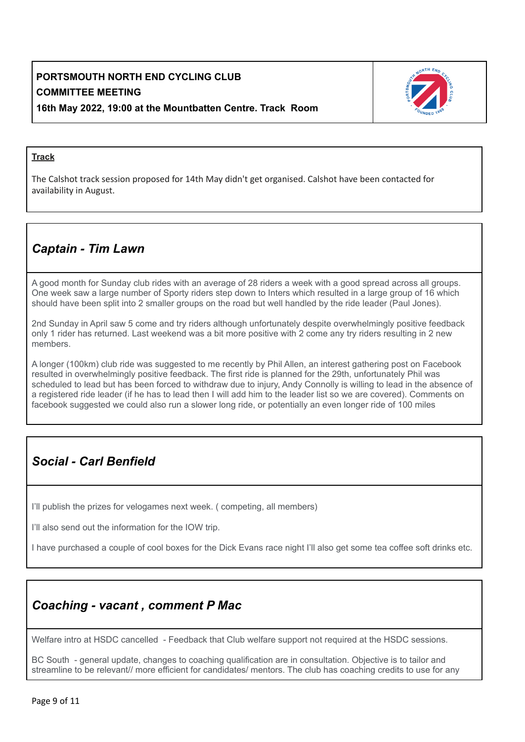**PORTSMOUTH NORTH END CYCLING CLUB**
**COMMITTEE MEETING**
**16th May 2022, 19:00 at the Mountbatten Centre. Track Room**

**Track**

The Calshot track session proposed for 14th May didn't get organised. Calshot have been contacted for availability in August.

## *Captain - Tim Lawn*

A good month for Sunday club rides with an average of 28 riders a week with a good spread across all groups. One week saw a large number of Sporty riders step down to Inters which resulted in a large group of 16 which should have been split into 2 smaller groups on the road but well handled by the ride leader (Paul Jones).

2nd Sunday in April saw 5 come and try riders although unfortunately despite overwhelmingly positive feedback only 1 rider has returned. Last weekend was a bit more positive with 2 come any try riders resulting in 2 new members.

A longer (100km) club ride was suggested to me recently by Phil Allen, an interest gathering post on Facebook resulted in overwhelmingly positive feedback. The first ride is planned for the 29th, unfortunately Phil was scheduled to lead but has been forced to withdraw due to injury, Andy Connolly is willing to lead in the absence of a registered ride leader (if he has to lead then I will add him to the leader list so we are covered). Comments on facebook suggested we could also run a slower long ride, or potentially an even longer ride of 100 miles

## *Social - Carl Benfield*

I'll publish the prizes for velogames next week. ( competing, all members)

I'll also send out the information for the IOW trip.

I have purchased a couple of cool boxes for the Dick Evans race night I'll also get some tea coffee soft drinks etc.

## *Coaching - vacant , comment P Mac*

Welfare intro at HSDC cancelled - Feedback that Club welfare support not required at the HSDC sessions.

BC South - general update, changes to coaching qualification are in consultation. Objective is to tailor and streamline to be relevant// more efficient for candidates/ mentors. The club has coaching credits to use for any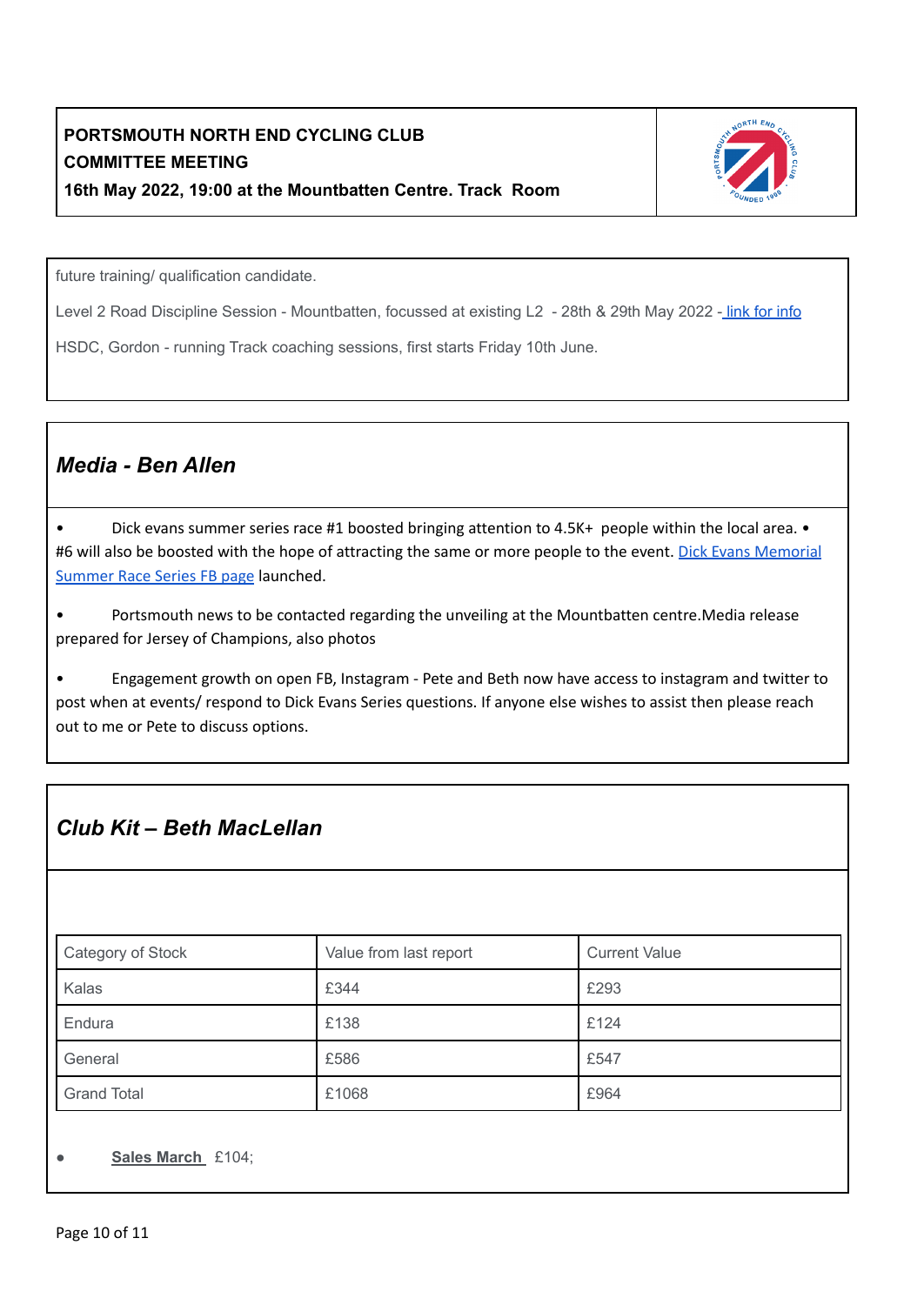**PORTSMOUTH NORTH END CYCLING CLUB**
**COMMITTEE MEETING**
**16th May 2022, 19:00 at the Mountbatten Centre. Track Room**

future training/ qualification candidate.

Level 2 Road Discipline Session - Mountbatten, focussed at existing L2 - 28th & 29th May 2022 - link for info

HSDC, Gordon - running Track coaching sessions, first starts Friday 10th June.

## *Media - Ben Allen*

- Dick evans summer series race #1 boosted bringing attention to 4.5K+ people within the local area. • #6 will also be boosted with the hope of attracting the same or more people to the event. Dick Evans Memorial Summer Race Series FB page launched.
- Portsmouth news to be contacted regarding the unveiling at the Mountbatten centre.Media release prepared for Jersey of Champions, also photos
- Engagement growth on open FB, Instagram - Pete and Beth now have access to instagram and twitter to post when at events/ respond to Dick Evans Series questions. If anyone else wishes to assist then please reach out to me or Pete to discuss options.

## *Club Kit – Beth MacLellan*

| Category of Stock | Value from last report | Current Value |
|---|---|---|
| Kalas | £344 | £293 |
| Endura | £138 | £124 |
| General | £586 | £547 |
| Grand Total | £1068 | £964 |

- **Sales March** £104;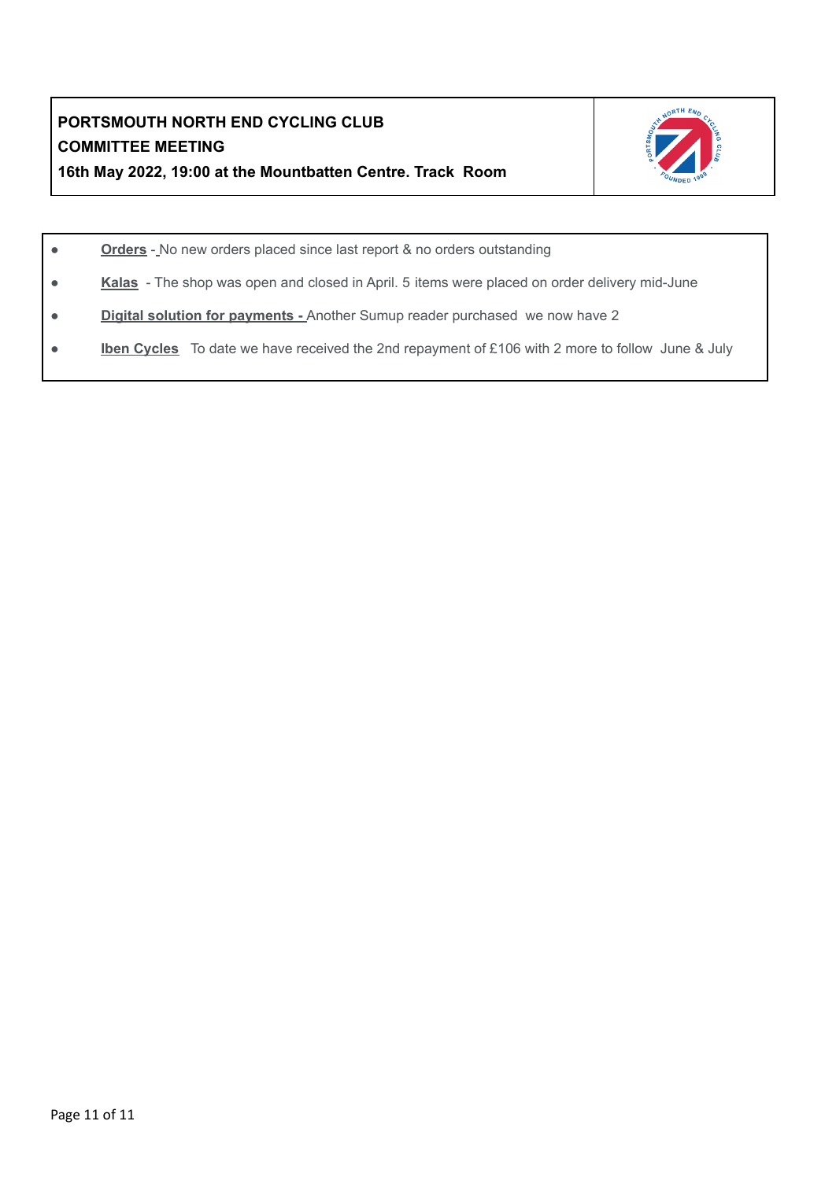**PORTSMOUTH NORTH END CYCLING CLUB**
**COMMITTEE MEETING**
**16th May 2022, 19:00 at the Mountbatten Centre. Track Room**

- **Orders** - No new orders placed since last report & no orders outstanding
- **Kalas** - The shop was open and closed in April. 5 items were placed on order delivery mid-June
- **Digital solution for payments -** Another Sumup reader purchased we now have 2
- **Iben Cycles** To date we have received the 2nd repayment of £106 with 2 more to follow June & July